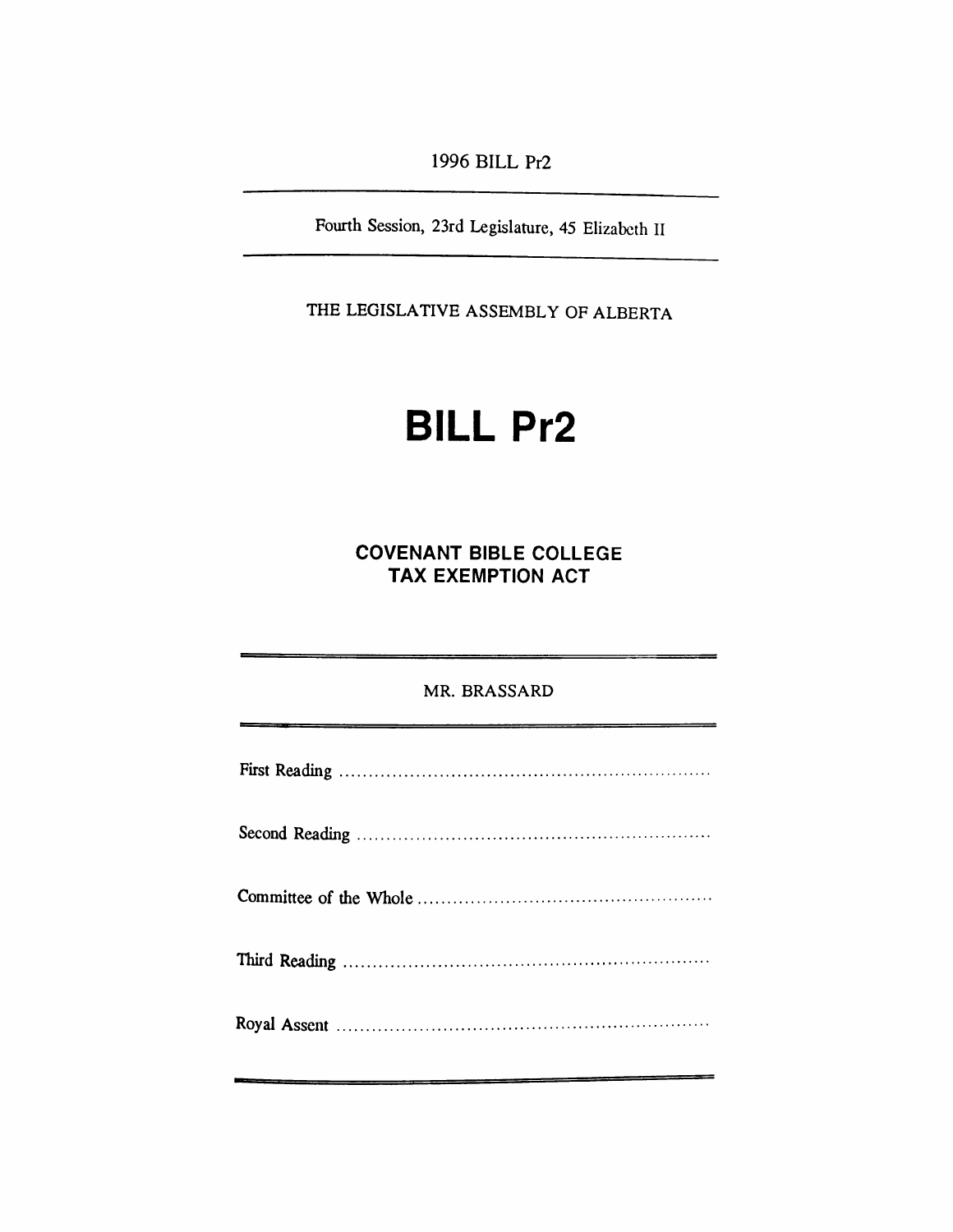1996 BILL Pr2

Fourth Session, 23rd Legislature, 45 Elizabeth II

THE LEGISLATIVE ASSEMBLY OF ALBERTA

# BILL Pr2

## COVENANT BIBLE COLLEGE TAX EXEMPTION ACT

MR. BRASSARD

First Reading ..............................................................

Second Reading ..............................................................

Committee of the Whole ..............................................................

Third Reading ..............................................................

Royal Assent ..............................................................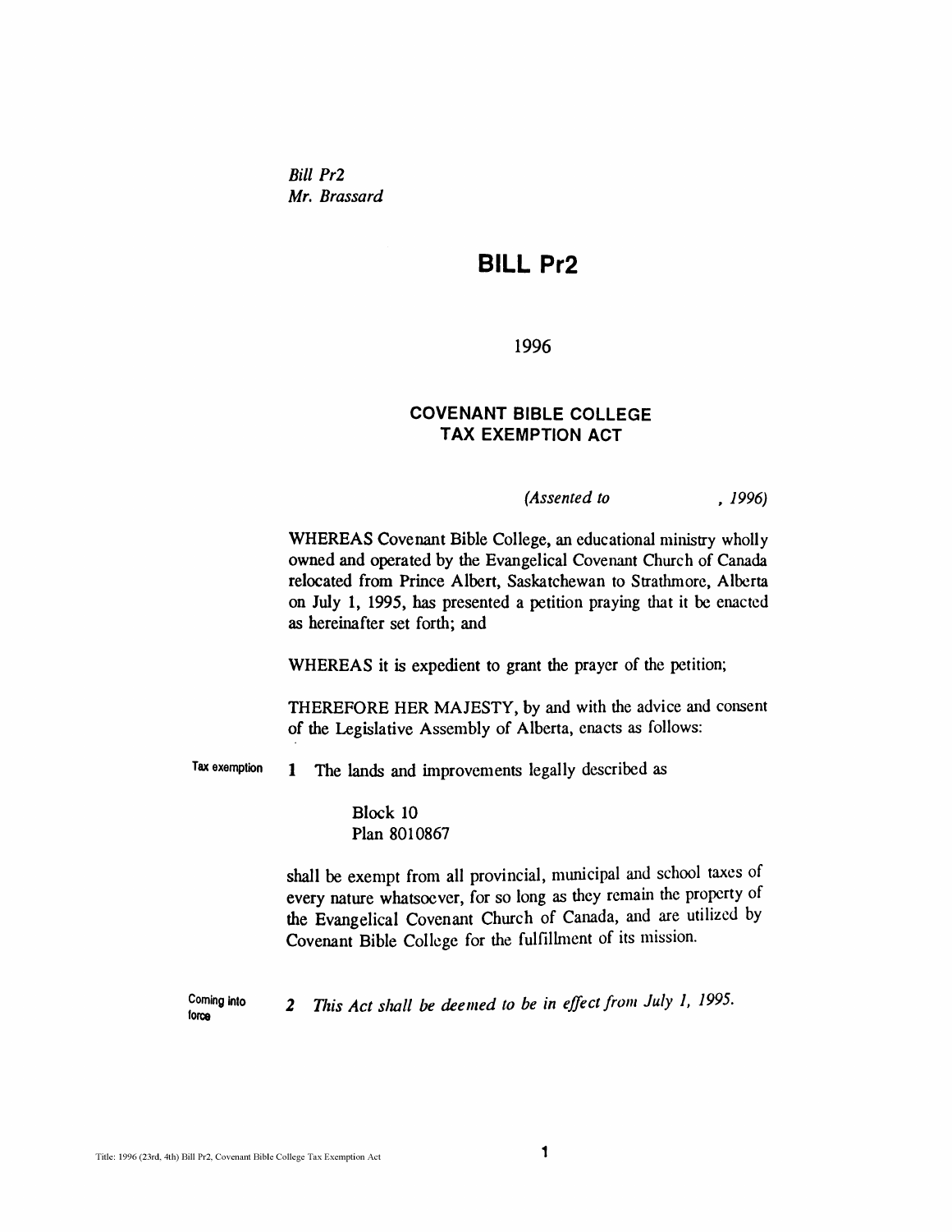*Bill Pr2*
*Mr. Brassard*

# BILL Pr2

1996

## COVENANT BIBLE COLLEGE TAX EXEMPTION ACT

*(Assented to , 1996)*

WHEREAS Covenant Bible College, an educational ministry wholly owned and operated by the Evangelical Covenant Church of Canada relocated from Prince Albert, Saskatchewan to Strathmore, Alberta on July 1, 1995, has presented a petition praying that it be enacted as hereinafter set forth; and

WHEREAS it is expedient to grant the prayer of the petition;

THEREFORE HER MAJESTY, by and with the advice and consent of the Legislative Assembly of Alberta, enacts as follows:

**Tax exemption**

**1** The lands and improvements legally described as

Block 10
Plan 8010867

shall be exempt from all provincial, municipal and school taxes of every nature whatsoever, for so long as they remain the property of the Evangelical Covenant Church of Canada, and are utilized by Covenant Bible College for the fulfillment of its mission.

**Coming into force**

*2 This Act shall be deemed to be in effect from July 1, 1995.*